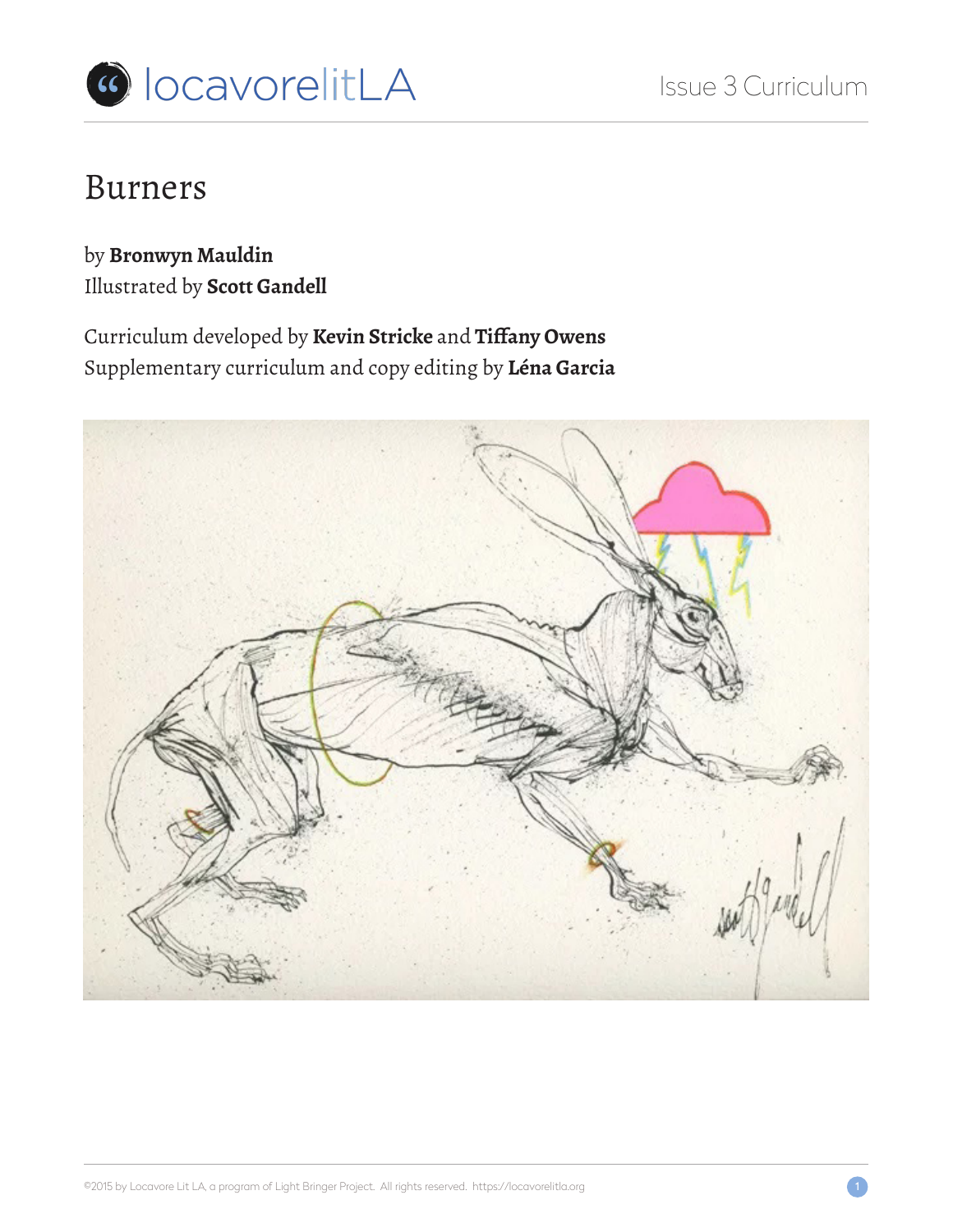# Burners

by **Bronwyn Mauldin**
Illustrated by **Scott Gandell**

Curriculum developed by **Kevin Stricke** and **Tiffany Owens**
Supplementary curriculum and copy editing by **Léna Garcia**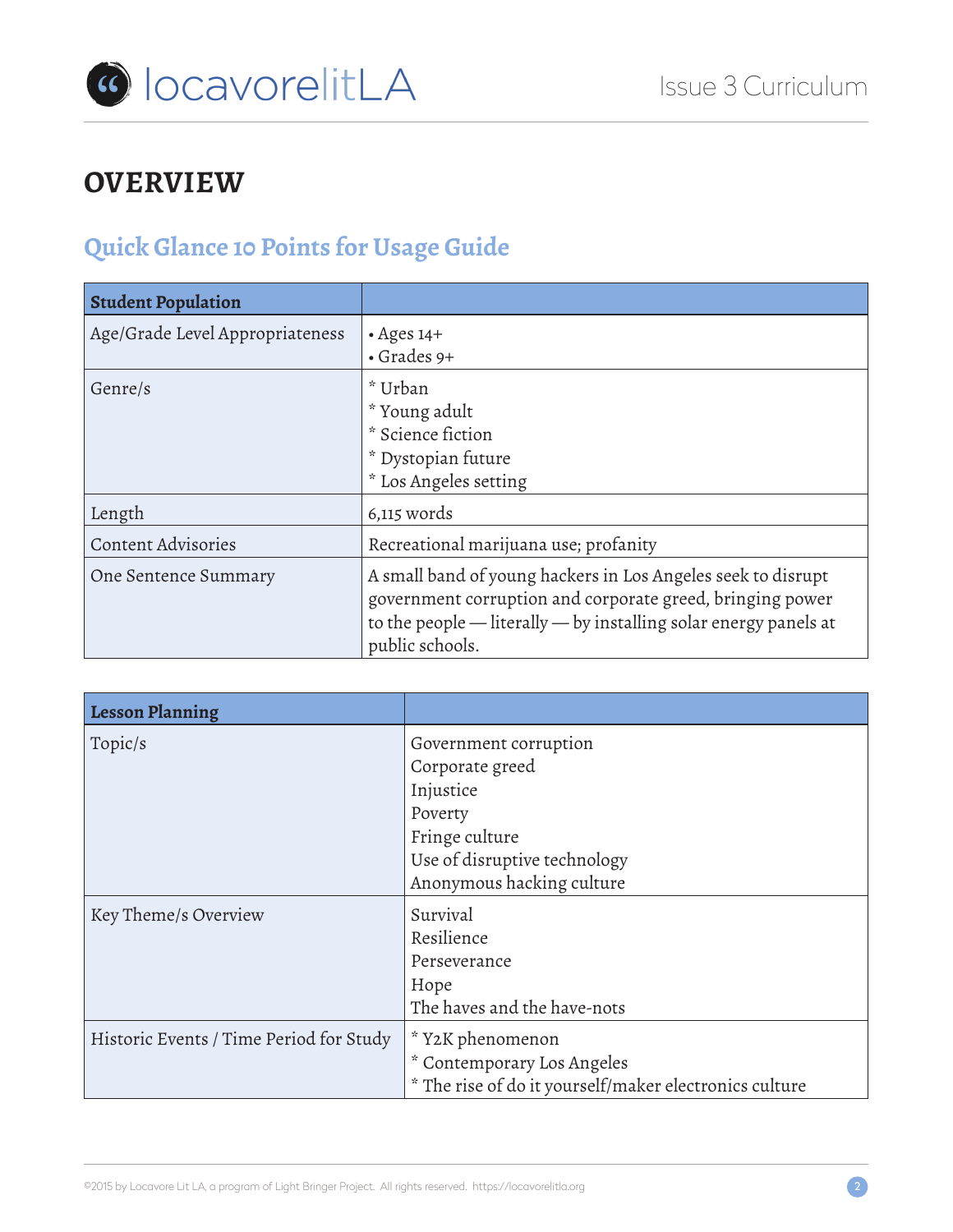# OVERVIEW

## Quick Glance 10 Points for Usage Guide

| Student Population | |
|---|---|
| Age/Grade Level Appropriateness | • Ages 14+<br>• Grades 9+ |
| Genre/s | * Urban<br>* Young adult<br>* Science fiction<br>* Dystopian future<br>* Los Angeles setting |
| Length | 6,115 words |
| Content Advisories | Recreational marijuana use; profanity |
| One Sentence Summary | A small band of young hackers in Los Angeles seek to disrupt government corruption and corporate greed, bringing power to the people — literally — by installing solar energy panels at public schools. |

| Lesson Planning | |
|---|---|
| Topic/s | Government corruption<br>Corporate greed<br>Injustice<br>Poverty<br>Fringe culture<br>Use of disruptive technology<br>Anonymous hacking culture |
| Key Theme/s Overview | Survival<br>Resilience<br>Perseverance<br>Hope<br>The haves and the have-nots |
| Historic Events / Time Period for Study | * Y2K phenomenon<br>* Contemporary Los Angeles<br>* The rise of do it yourself/maker electronics culture |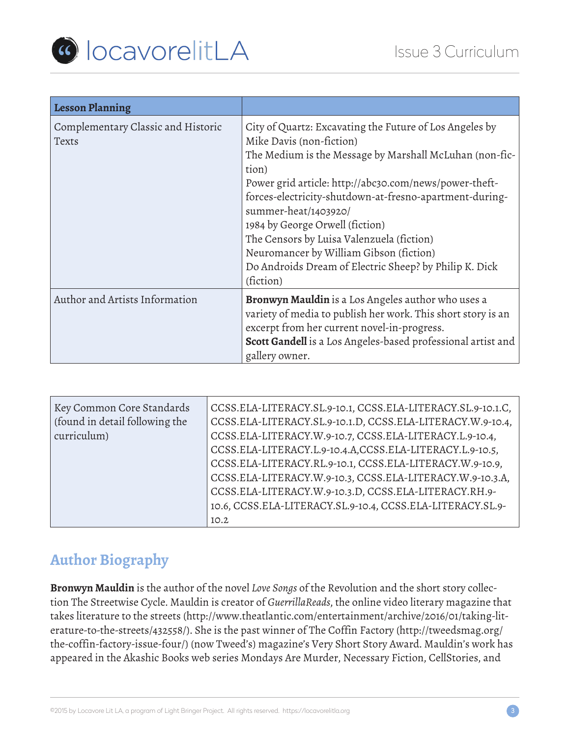| Lesson Planning | |
|---|---|
| Complementary Classic and Historic Texts | City of Quartz: Excavating the Future of Los Angeles by Mike Davis (non-fiction)<br>The Medium is the Message by Marshall McLuhan (non-fiction)<br>Power grid article: http://abc30.com/news/power-theft-forces-electricity-shutdown-at-fresno-apartment-during-summer-heat/1403920/<br>1984 by George Orwell (fiction)<br>The Censors by Luisa Valenzuela (fiction)<br>Neuromancer by William Gibson (fiction)<br>Do Androids Dream of Electric Sheep? by Philip K. Dick (fiction) |
| Author and Artists Information | **Bronwyn Mauldin** is a Los Angeles author who uses a variety of media to publish her work. This short story is an excerpt from her current novel-in-progress.<br>**Scott Gandell** is a Los Angeles-based professional artist and gallery owner. |

| Key Common Core Standards (found in detail following the curriculum) | CCSS.ELA-LITERACY.SL.9-10.1, CCSS.ELA-LITERACY.SL.9-10.1.C, CCSS.ELA-LITERACY.SL.9-10.1.D, CCSS.ELA-LITERACY.W.9-10.4, CCSS.ELA-LITERACY.W.9-10.7, CCSS.ELA-LITERACY.L.9-10.4, CCSS.ELA-LITERACY.L.9-10.4.A,CCSS.ELA-LITERACY.L.9-10.5, CCSS.ELA-LITERACY.RL.9-10.1, CCSS.ELA-LITERACY.W.9-10.9, CCSS.ELA-LITERACY.W.9-10.3, CCSS.ELA-LITERACY.W.9-10.3.A, CCSS.ELA-LITERACY.W.9-10.3.D, CCSS.ELA-LITERACY.RH.9-10.6, CCSS.ELA-LITERACY.SL.9-10.4, CCSS.ELA-LITERACY.SL.9-10.2 |
|---|---|

## Author Biography

**Bronwyn Mauldin** is the author of the novel *Love Songs* of the Revolution and the short story collection The Streetwise Cycle. Mauldin is creator of *GuerrillaReads*, the online video literary magazine that takes literature to the streets (http://www.theatlantic.com/entertainment/archive/2016/01/taking-literature-to-the-streets/432558/). She is the past winner of The Coffin Factory (http://tweedsmag.org/the-coffin-factory-issue-four/) (now Tweed's) magazine's Very Short Story Award. Mauldin's work has appeared in the Akashic Books web series Mondays Are Murder, Necessary Fiction, CellStories, and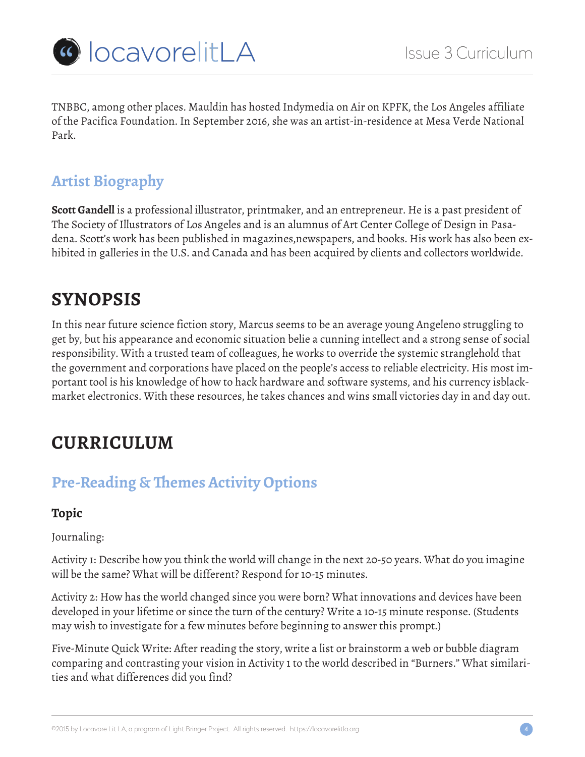TNBBC, among other places. Mauldin has hosted Indymedia on Air on KPFK, the Los Angeles affiliate of the Pacifica Foundation. In September 2016, she was an artist-in-residence at Mesa Verde National Park.

## Artist Biography

**Scott Gandell** is a professional illustrator, printmaker, and an entrepreneur. He is a past president of The Society of Illustrators of Los Angeles and is an alumnus of Art Center College of Design in Pasadena. Scott's work has been published in magazines,newspapers, and books. His work has also been exhibited in galleries in the U.S. and Canada and has been acquired by clients and collectors worldwide.

# SYNOPSIS

In this near future science fiction story, Marcus seems to be an average young Angeleno struggling to get by, but his appearance and economic situation belie a cunning intellect and a strong sense of social responsibility. With a trusted team of colleagues, he works to override the systemic stranglehold that the government and corporations have placed on the people's access to reliable electricity. His most important tool is his knowledge of how to hack hardware and software systems, and his currency isblack-market electronics. With these resources, he takes chances and wins small victories day in and day out.

# CURRICULUM

## Pre-Reading & Themes Activity Options

### Topic

Journaling:

Activity 1: Describe how you think the world will change in the next 20-50 years. What do you imagine will be the same? What will be different? Respond for 10-15 minutes.

Activity 2: How has the world changed since you were born? What innovations and devices have been developed in your lifetime or since the turn of the century? Write a 10-15 minute response. (Students may wish to investigate for a few minutes before beginning to answer this prompt.)

Five-Minute Quick Write: After reading the story, write a list or brainstorm a web or bubble diagram comparing and contrasting your vision in Activity 1 to the world described in "Burners." What similarities and what differences did you find?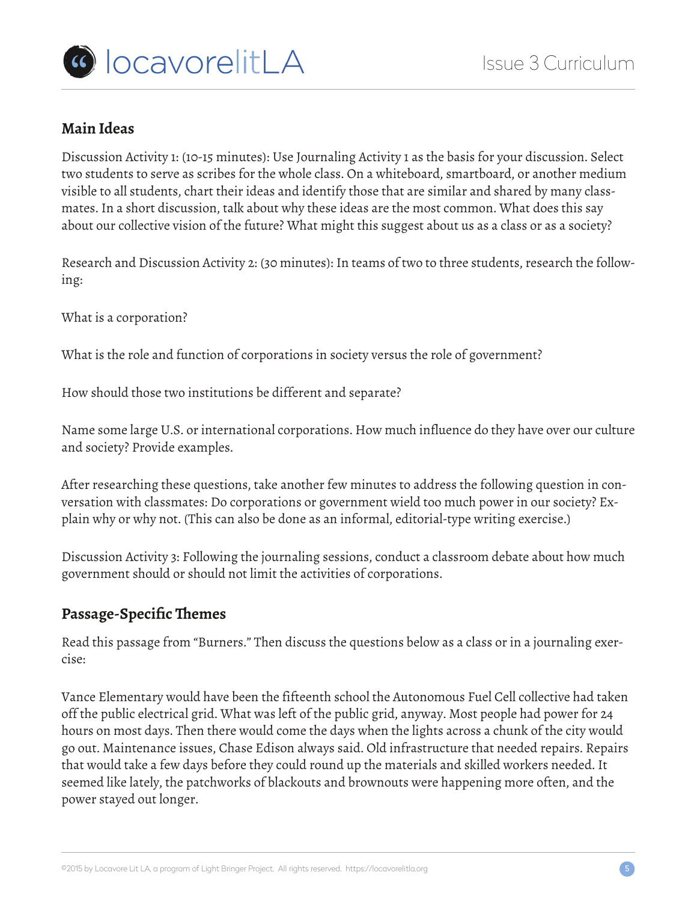## Main Ideas

Discussion Activity 1: (10-15 minutes): Use Journaling Activity 1 as the basis for your discussion. Select two students to serve as scribes for the whole class. On a whiteboard, smartboard, or another medium visible to all students, chart their ideas and identify those that are similar and shared by many classmates. In a short discussion, talk about why these ideas are the most common. What does this say about our collective vision of the future? What might this suggest about us as a class or as a society?

Research and Discussion Activity 2: (30 minutes): In teams of two to three students, research the following:

What is a corporation?

What is the role and function of corporations in society versus the role of government?

How should those two institutions be different and separate?

Name some large U.S. or international corporations. How much influence do they have over our culture and society? Provide examples.

After researching these questions, take another few minutes to address the following question in conversation with classmates: Do corporations or government wield too much power in our society? Explain why or why not. (This can also be done as an informal, editorial-type writing exercise.)

Discussion Activity 3: Following the journaling sessions, conduct a classroom debate about how much government should or should not limit the activities of corporations.

## Passage-Specific Themes

Read this passage from "Burners." Then discuss the questions below as a class or in a journaling exercise:

Vance Elementary would have been the fifteenth school the Autonomous Fuel Cell collective had taken off the public electrical grid. What was left of the public grid, anyway. Most people had power for 24 hours on most days. Then there would come the days when the lights across a chunk of the city would go out. Maintenance issues, Chase Edison always said. Old infrastructure that needed repairs. Repairs that would take a few days before they could round up the materials and skilled workers needed. It seemed like lately, the patchworks of blackouts and brownouts were happening more often, and the power stayed out longer.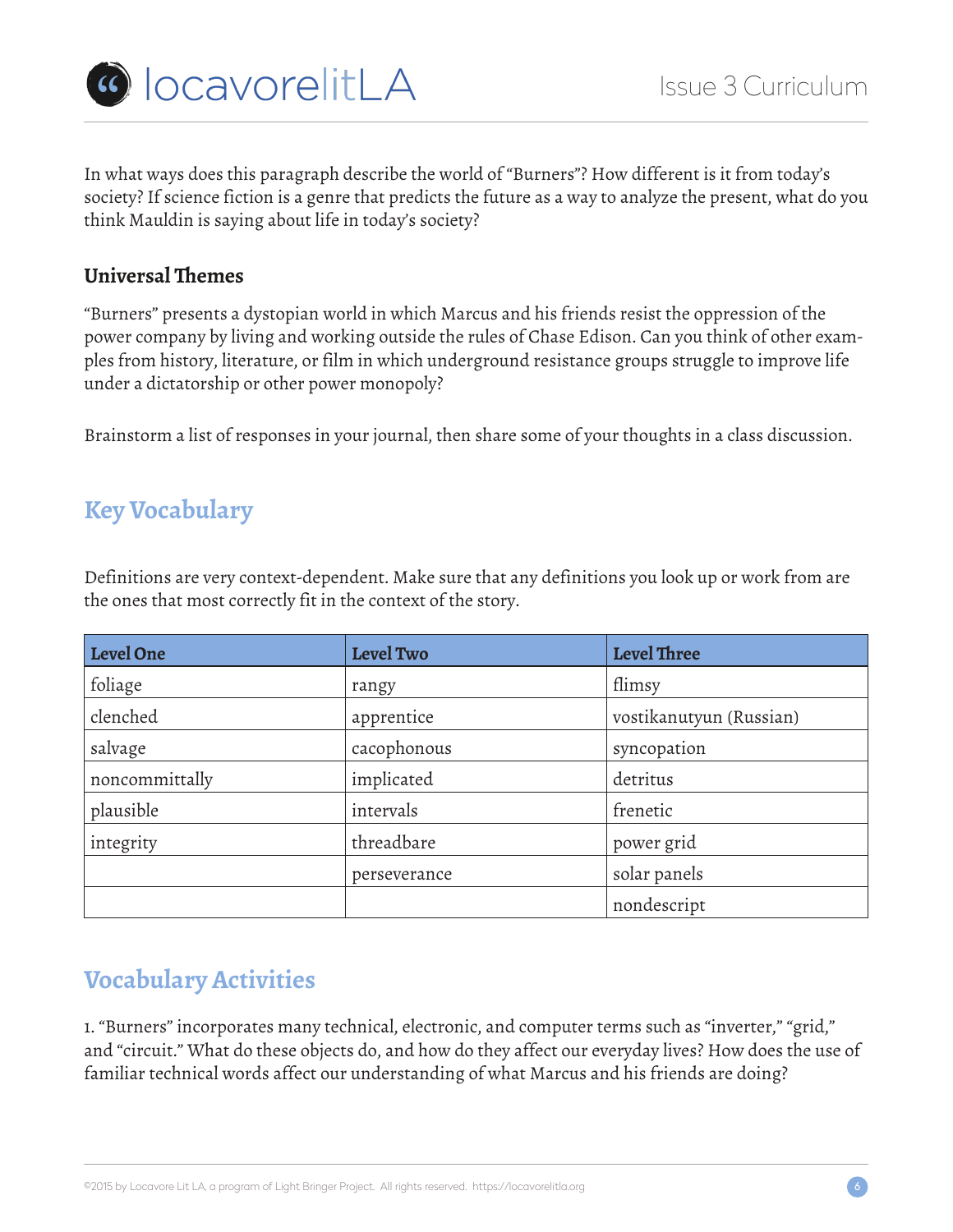In what ways does this paragraph describe the world of "Burners"? How different is it from today's society? If science fiction is a genre that predicts the future as a way to analyze the present, what do you think Mauldin is saying about life in today's society?

### Universal Themes

"Burners" presents a dystopian world in which Marcus and his friends resist the oppression of the power company by living and working outside the rules of Chase Edison. Can you think of other examples from history, literature, or film in which underground resistance groups struggle to improve life under a dictatorship or other power monopoly?

Brainstorm a list of responses in your journal, then share some of your thoughts in a class discussion.

## Key Vocabulary

Definitions are very context-dependent. Make sure that any definitions you look up or work from are the ones that most correctly fit in the context of the story.

| Level One | Level Two | Level Three |
|---|---|---|
| foliage | rangy | flimsy |
| clenched | apprentice | vostikanutyun (Russian) |
| salvage | cacophonous | syncopation |
| noncommittally | implicated | detritus |
| plausible | intervals | frenetic |
| integrity | threadbare | power grid |
| | perseverance | solar panels |
| | | nondescript |

## Vocabulary Activities

1. "Burners" incorporates many technical, electronic, and computer terms such as "inverter," "grid," and "circuit." What do these objects do, and how do they affect our everyday lives? How does the use of familiar technical words affect our understanding of what Marcus and his friends are doing?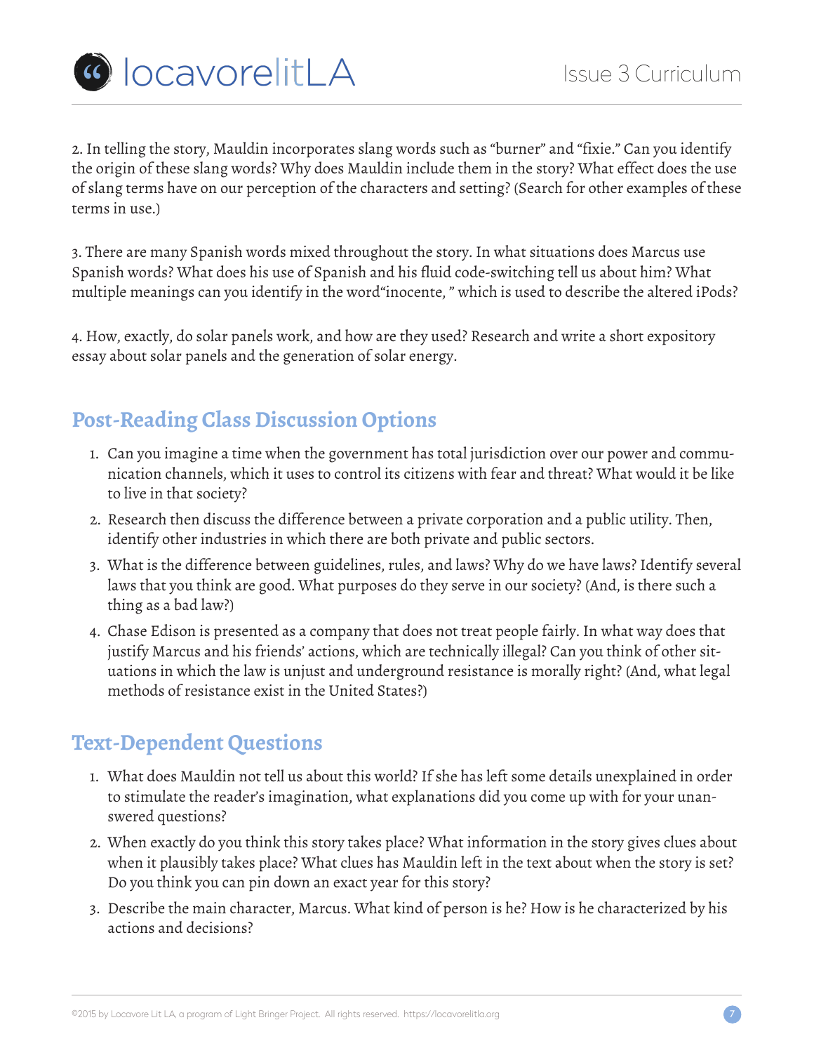2. In telling the story, Mauldin incorporates slang words such as "burner" and "fixie." Can you identify the origin of these slang words? Why does Mauldin include them in the story? What effect does the use of slang terms have on our perception of the characters and setting? (Search for other examples of these terms in use.)

3. There are many Spanish words mixed throughout the story. In what situations does Marcus use Spanish words? What does his use of Spanish and his fluid code-switching tell us about him? What multiple meanings can you identify in the word"inocente, " which is used to describe the altered iPods?

4. How, exactly, do solar panels work, and how are they used? Research and write a short expository essay about solar panels and the generation of solar energy.

## Post-Reading Class Discussion Options

1. Can you imagine a time when the government has total jurisdiction over our power and communication channels, which it uses to control its citizens with fear and threat? What would it be like to live in that society?
2. Research then discuss the difference between a private corporation and a public utility. Then, identify other industries in which there are both private and public sectors.
3. What is the difference between guidelines, rules, and laws? Why do we have laws? Identify several laws that you think are good. What purposes do they serve in our society? (And, is there such a thing as a bad law?)
4. Chase Edison is presented as a company that does not treat people fairly. In what way does that justify Marcus and his friends' actions, which are technically illegal? Can you think of other situations in which the law is unjust and underground resistance is morally right? (And, what legal methods of resistance exist in the United States?)

## Text-Dependent Questions

1. What does Mauldin not tell us about this world? If she has left some details unexplained in order to stimulate the reader's imagination, what explanations did you come up with for your unanswered questions?
2. When exactly do you think this story takes place? What information in the story gives clues about when it plausibly takes place? What clues has Mauldin left in the text about when the story is set? Do you think you can pin down an exact year for this story?
3. Describe the main character, Marcus. What kind of person is he? How is he characterized by his actions and decisions?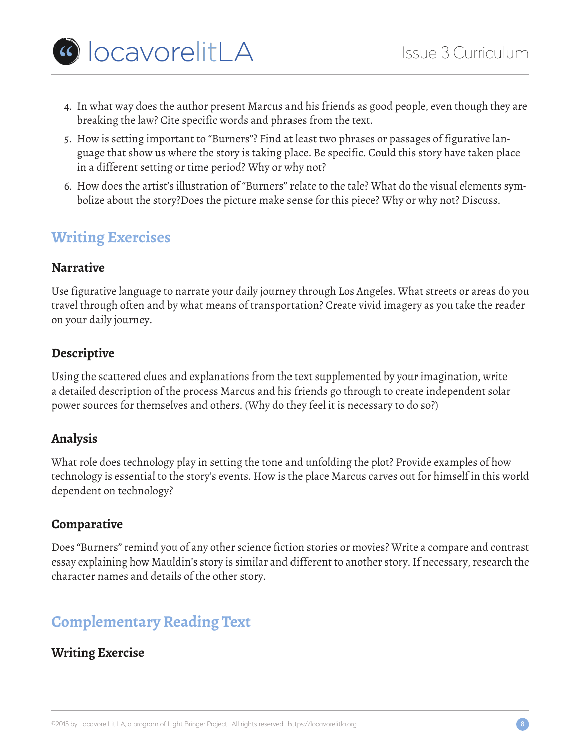4. In what way does the author present Marcus and his friends as good people, even though they are breaking the law? Cite specific words and phrases from the text.
5. How is setting important to "Burners"? Find at least two phrases or passages of figurative language that show us where the story is taking place. Be specific. Could this story have taken place in a different setting or time period? Why or why not?
6. How does the artist's illustration of "Burners" relate to the tale? What do the visual elements symbolize about the story?Does the picture make sense for this piece? Why or why not? Discuss.

## Writing Exercises

### Narrative

Use figurative language to narrate your daily journey through Los Angeles. What streets or areas do you travel through often and by what means of transportation? Create vivid imagery as you take the reader on your daily journey.

### Descriptive

Using the scattered clues and explanations from the text supplemented by your imagination, write a detailed description of the process Marcus and his friends go through to create independent solar power sources for themselves and others. (Why do they feel it is necessary to do so?)

### Analysis

What role does technology play in setting the tone and unfolding the plot? Provide examples of how technology is essential to the story's events. How is the place Marcus carves out for himself in this world dependent on technology?

### Comparative

Does "Burners" remind you of any other science fiction stories or movies? Write a compare and contrast essay explaining how Mauldin's story is similar and different to another story. If necessary, research the character names and details of the other story.

## Complementary Reading Text

### Writing Exercise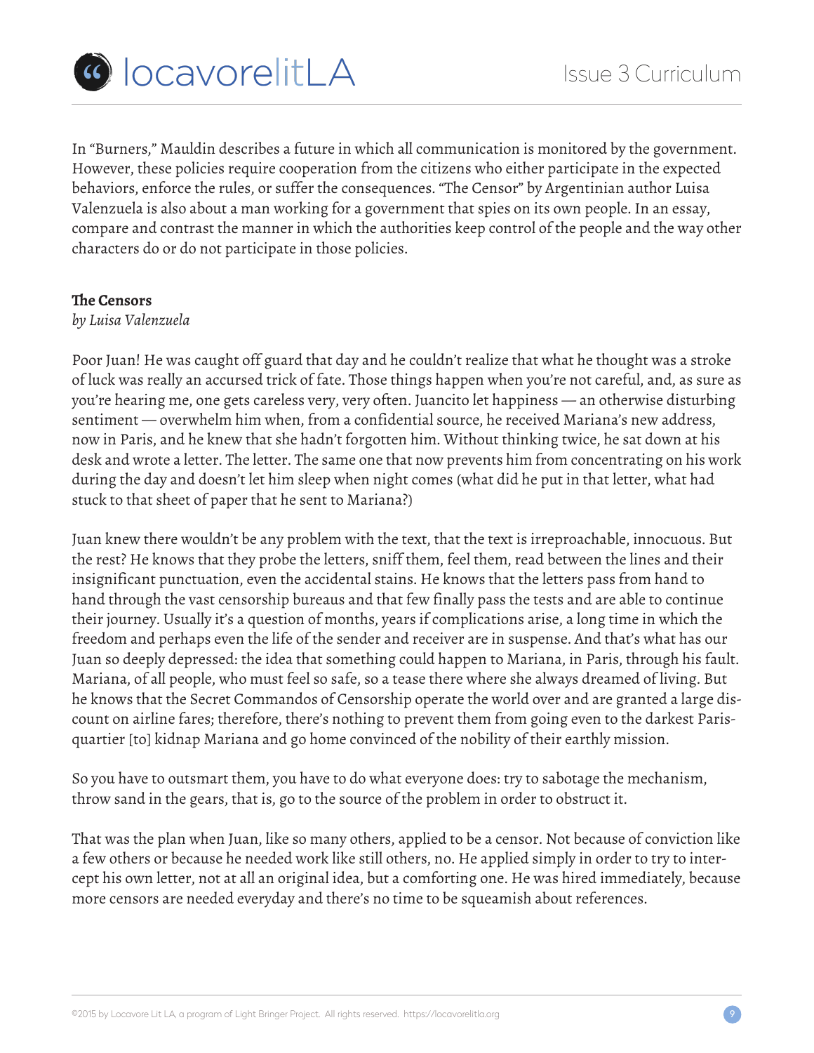In "Burners," Mauldin describes a future in which all communication is monitored by the government. However, these policies require cooperation from the citizens who either participate in the expected behaviors, enforce the rules, or suffer the consequences. "The Censor" by Argentinian author Luisa Valenzuela is also about a man working for a government that spies on its own people. In an essay, compare and contrast the manner in which the authorities keep control of the people and the way other characters do or do not participate in those policies.

**The Censors**
*by Luisa Valenzuela*

Poor Juan! He was caught off guard that day and he couldn't realize that what he thought was a stroke of luck was really an accursed trick of fate. Those things happen when you're not careful, and, as sure as you're hearing me, one gets careless very, very often. Juancito let happiness — an otherwise disturbing sentiment — overwhelm him when, from a confidential source, he received Mariana's new address, now in Paris, and he knew that she hadn't forgotten him. Without thinking twice, he sat down at his desk and wrote a letter. The letter. The same one that now prevents him from concentrating on his work during the day and doesn't let him sleep when night comes (what did he put in that letter, what had stuck to that sheet of paper that he sent to Mariana?)

Juan knew there wouldn't be any problem with the text, that the text is irreproachable, innocuous. But the rest? He knows that they probe the letters, sniff them, feel them, read between the lines and their insignificant punctuation, even the accidental stains. He knows that the letters pass from hand to hand through the vast censorship bureaus and that few finally pass the tests and are able to continue their journey. Usually it's a question of months, years if complications arise, a long time in which the freedom and perhaps even the life of the sender and receiver are in suspense. And that's what has our Juan so deeply depressed: the idea that something could happen to Mariana, in Paris, through his fault. Mariana, of all people, who must feel so safe, so a tease there where she always dreamed of living. But he knows that the Secret Commandos of Censorship operate the world over and are granted a large discount on airline fares; therefore, there's nothing to prevent them from going even to the darkest Paris-quartier [to] kidnap Mariana and go home convinced of the nobility of their earthly mission.

So you have to outsmart them, you have to do what everyone does: try to sabotage the mechanism, throw sand in the gears, that is, go to the source of the problem in order to obstruct it.

That was the plan when Juan, like so many others, applied to be a censor. Not because of conviction like a few others or because he needed work like still others, no. He applied simply in order to try to intercept his own letter, not at all an original idea, but a comforting one. He was hired immediately, because more censors are needed everyday and there's no time to be squeamish about references.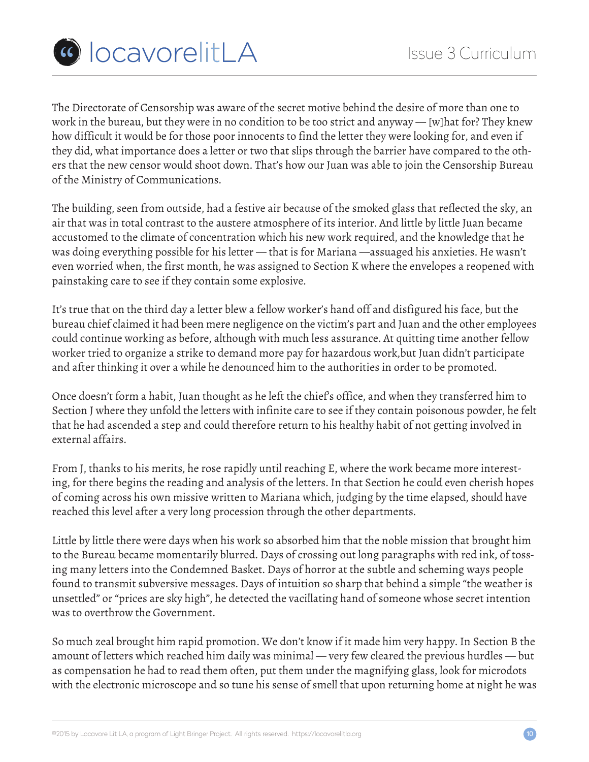The Directorate of Censorship was aware of the secret motive behind the desire of more than one to work in the bureau, but they were in no condition to be too strict and anyway — [w]hat for? They knew how difficult it would be for those poor innocents to find the letter they were looking for, and even if they did, what importance does a letter or two that slips through the barrier have compared to the others that the new censor would shoot down. That's how our Juan was able to join the Censorship Bureau of the Ministry of Communications.

The building, seen from outside, had a festive air because of the smoked glass that reflected the sky, an air that was in total contrast to the austere atmosphere of its interior. And little by little Juan became accustomed to the climate of concentration which his new work required, and the knowledge that he was doing everything possible for his letter — that is for Mariana —assuaged his anxieties. He wasn't even worried when, the first month, he was assigned to Section K where the envelopes a reopened with painstaking care to see if they contain some explosive.

It's true that on the third day a letter blew a fellow worker's hand off and disfigured his face, but the bureau chief claimed it had been mere negligence on the victim's part and Juan and the other employees could continue working as before, although with much less assurance. At quitting time another fellow worker tried to organize a strike to demand more pay for hazardous work,but Juan didn't participate and after thinking it over a while he denounced him to the authorities in order to be promoted.

Once doesn't form a habit, Juan thought as he left the chief's office, and when they transferred him to Section J where they unfold the letters with infinite care to see if they contain poisonous powder, he felt that he had ascended a step and could therefore return to his healthy habit of not getting involved in external affairs.

From J, thanks to his merits, he rose rapidly until reaching E, where the work became more interesting, for there begins the reading and analysis of the letters. In that Section he could even cherish hopes of coming across his own missive written to Mariana which, judging by the time elapsed, should have reached this level after a very long procession through the other departments.

Little by little there were days when his work so absorbed him that the noble mission that brought him to the Bureau became momentarily blurred. Days of crossing out long paragraphs with red ink, of tossing many letters into the Condemned Basket. Days of horror at the subtle and scheming ways people found to transmit subversive messages. Days of intuition so sharp that behind a simple "the weather is unsettled" or "prices are sky high", he detected the vacillating hand of someone whose secret intention was to overthrow the Government.

So much zeal brought him rapid promotion. We don't know if it made him very happy. In Section B the amount of letters which reached him daily was minimal — very few cleared the previous hurdles — but as compensation he had to read them often, put them under the magnifying glass, look for microdots with the electronic microscope and so tune his sense of smell that upon returning home at night he was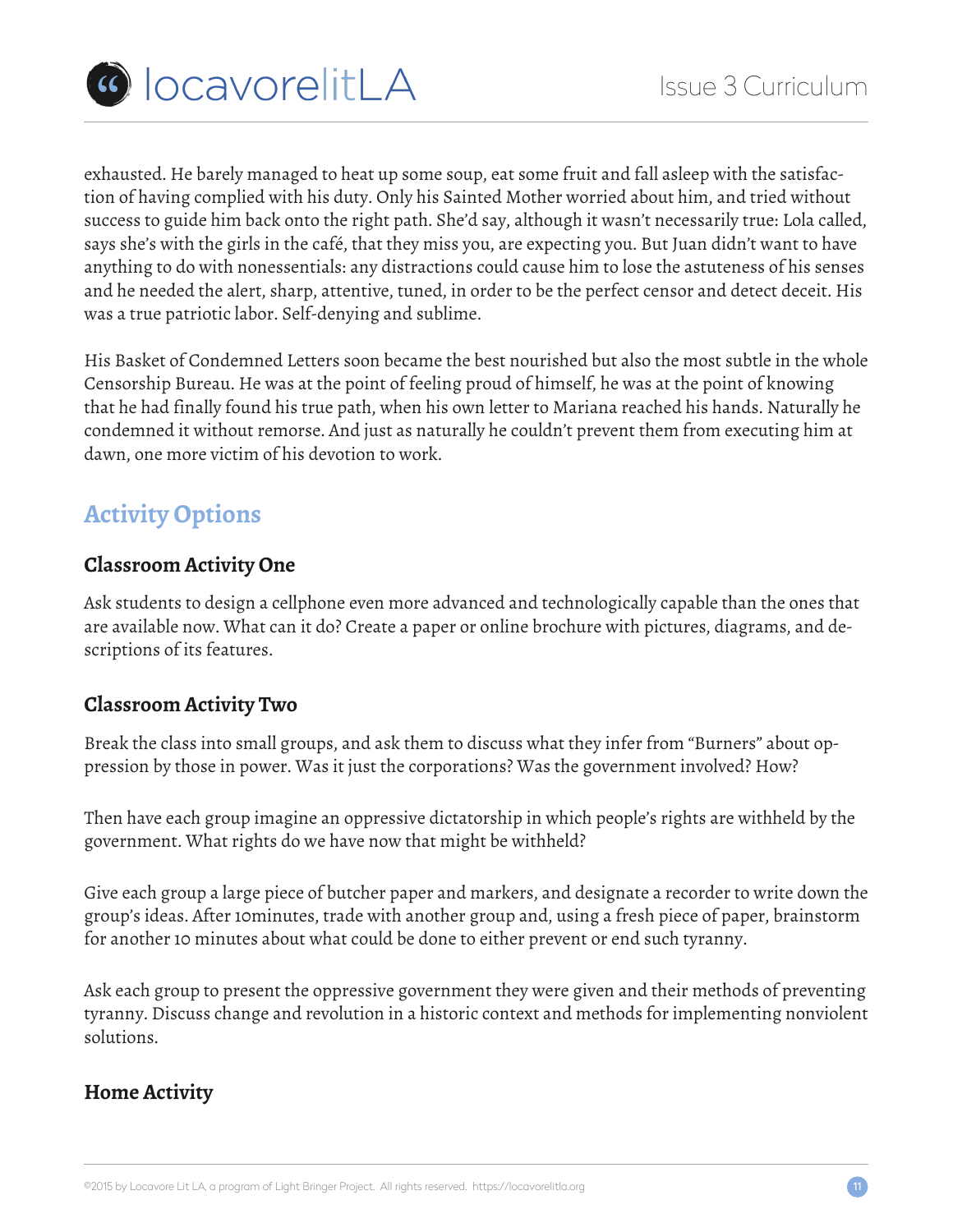exhausted. He barely managed to heat up some soup, eat some fruit and fall asleep with the satisfaction of having complied with his duty. Only his Sainted Mother worried about him, and tried without success to guide him back onto the right path. She'd say, although it wasn't necessarily true: Lola called, says she's with the girls in the café, that they miss you, are expecting you. But Juan didn't want to have anything to do with nonessentials: any distractions could cause him to lose the astuteness of his senses and he needed the alert, sharp, attentive, tuned, in order to be the perfect censor and detect deceit. His was a true patriotic labor. Self-denying and sublime.

His Basket of Condemned Letters soon became the best nourished but also the most subtle in the whole Censorship Bureau. He was at the point of feeling proud of himself, he was at the point of knowing that he had finally found his true path, when his own letter to Mariana reached his hands. Naturally he condemned it without remorse. And just as naturally he couldn't prevent them from executing him at dawn, one more victim of his devotion to work.

## Activity Options

### Classroom Activity One

Ask students to design a cellphone even more advanced and technologically capable than the ones that are available now. What can it do? Create a paper or online brochure with pictures, diagrams, and descriptions of its features.

### Classroom Activity Two

Break the class into small groups, and ask them to discuss what they infer from "Burners" about oppression by those in power. Was it just the corporations? Was the government involved? How?

Then have each group imagine an oppressive dictatorship in which people's rights are withheld by the government. What rights do we have now that might be withheld?

Give each group a large piece of butcher paper and markers, and designate a recorder to write down the group's ideas. After 10minutes, trade with another group and, using a fresh piece of paper, brainstorm for another 10 minutes about what could be done to either prevent or end such tyranny.

Ask each group to present the oppressive government they were given and their methods of preventing tyranny. Discuss change and revolution in a historic context and methods for implementing nonviolent solutions.

### Home Activity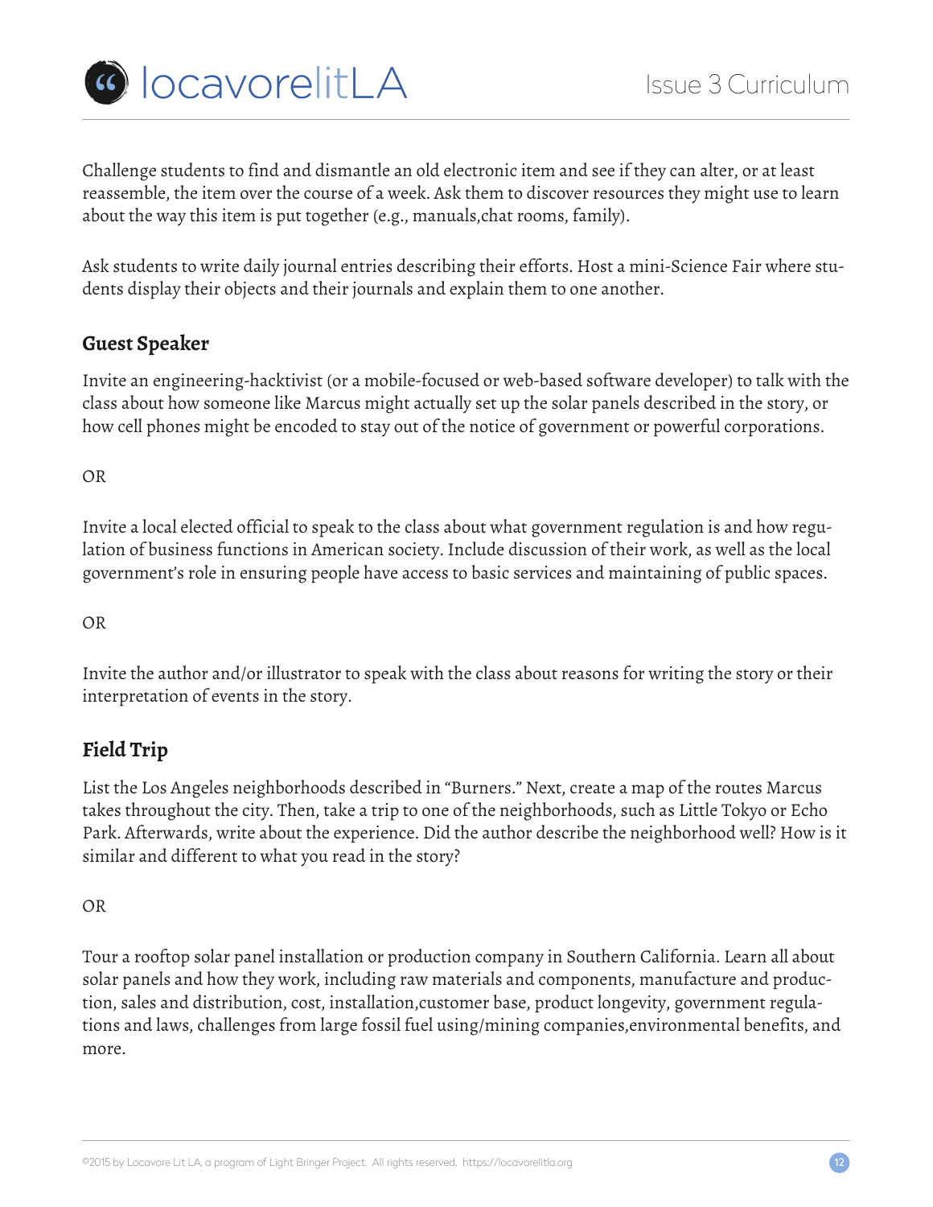Challenge students to find and dismantle an old electronic item and see if they can alter, or at least reassemble, the item over the course of a week. Ask them to discover resources they might use to learn about the way this item is put together (e.g., manuals,chat rooms, family).

Ask students to write daily journal entries describing their efforts. Host a mini-Science Fair where students display their objects and their journals and explain them to one another.

## Guest Speaker

Invite an engineering-hacktivist (or a mobile-focused or web-based software developer) to talk with the class about how someone like Marcus might actually set up the solar panels described in the story, or how cell phones might be encoded to stay out of the notice of government or powerful corporations.

OR

Invite a local elected official to speak to the class about what government regulation is and how regulation of business functions in American society. Include discussion of their work, as well as the local government's role in ensuring people have access to basic services and maintaining of public spaces.

OR

Invite the author and/or illustrator to speak with the class about reasons for writing the story or their interpretation of events in the story.

## Field Trip

List the Los Angeles neighborhoods described in "Burners." Next, create a map of the routes Marcus takes throughout the city. Then, take a trip to one of the neighborhoods, such as Little Tokyo or Echo Park. Afterwards, write about the experience. Did the author describe the neighborhood well? How is it similar and different to what you read in the story?

OR

Tour a rooftop solar panel installation or production company in Southern California. Learn all about solar panels and how they work, including raw materials and components, manufacture and production, sales and distribution, cost, installation,customer base, product longevity, government regulations and laws, challenges from large fossil fuel using/mining companies,environmental benefits, and more.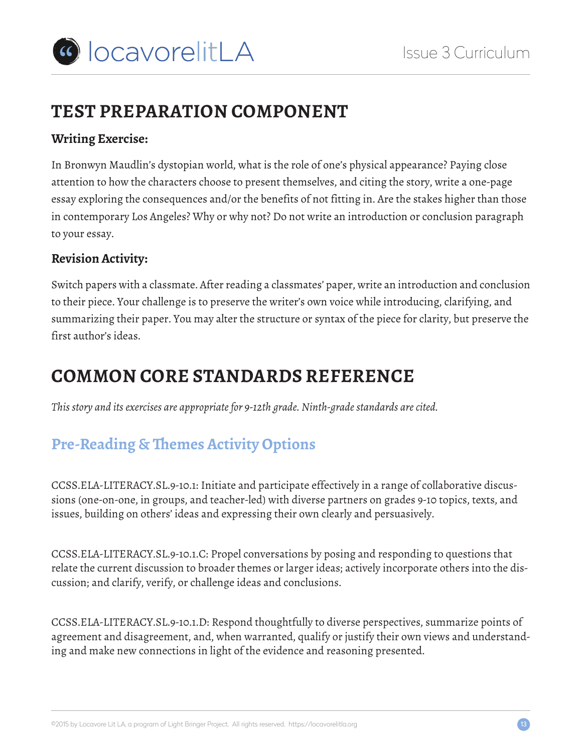## TEST PREPARATION COMPONENT

### Writing Exercise:

In Bronwyn Maudlin's dystopian world, what is the role of one's physical appearance? Paying close attention to how the characters choose to present themselves, and citing the story, write a one-page essay exploring the consequences and/or the benefits of not fitting in. Are the stakes higher than those in contemporary Los Angeles? Why or why not? Do not write an introduction or conclusion paragraph to your essay.

### Revision Activity:

Switch papers with a classmate. After reading a classmates' paper, write an introduction and conclusion to their piece. Your challenge is to preserve the writer's own voice while introducing, clarifying, and summarizing their paper. You may alter the structure or syntax of the piece for clarity, but preserve the first author's ideas.

## COMMON CORE STANDARDS REFERENCE

*This story and its exercises are appropriate for 9-12th grade. Ninth-grade standards are cited.*

### Pre-Reading & Themes Activity Options

CCSS.ELA-LITERACY.SL.9-10.1: Initiate and participate effectively in a range of collaborative discussions (one-on-one, in groups, and teacher-led) with diverse partners on grades 9-10 topics, texts, and issues, building on others' ideas and expressing their own clearly and persuasively.

CCSS.ELA-LITERACY.SL.9-10.1.C: Propel conversations by posing and responding to questions that relate the current discussion to broader themes or larger ideas; actively incorporate others into the discussion; and clarify, verify, or challenge ideas and conclusions.

CCSS.ELA-LITERACY.SL.9-10.1.D: Respond thoughtfully to diverse perspectives, summarize points of agreement and disagreement, and, when warranted, qualify or justify their own views and understanding and make new connections in light of the evidence and reasoning presented.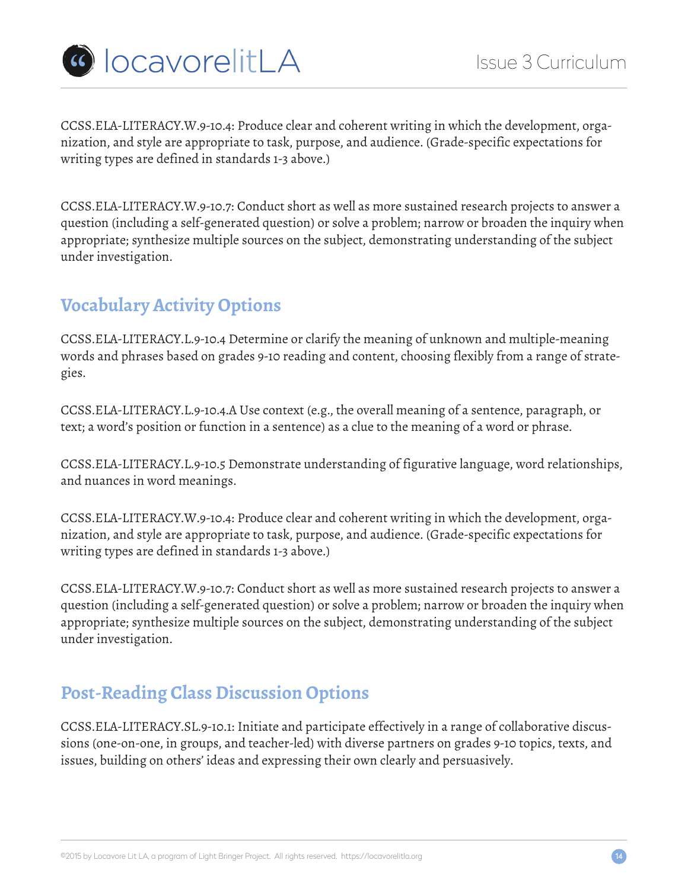CCSS.ELA-LITERACY.W.9-10.4: Produce clear and coherent writing in which the development, organization, and style are appropriate to task, purpose, and audience. (Grade-specific expectations for writing types are defined in standards 1-3 above.)

CCSS.ELA-LITERACY.W.9-10.7: Conduct short as well as more sustained research projects to answer a question (including a self-generated question) or solve a problem; narrow or broaden the inquiry when appropriate; synthesize multiple sources on the subject, demonstrating understanding of the subject under investigation.

## Vocabulary Activity Options

CCSS.ELA-LITERACY.L.9-10.4 Determine or clarify the meaning of unknown and multiple-meaning words and phrases based on grades 9-10 reading and content, choosing flexibly from a range of strategies.

CCSS.ELA-LITERACY.L.9-10.4.A Use context (e.g., the overall meaning of a sentence, paragraph, or text; a word's position or function in a sentence) as a clue to the meaning of a word or phrase.

CCSS.ELA-LITERACY.L.9-10.5 Demonstrate understanding of figurative language, word relationships, and nuances in word meanings.

CCSS.ELA-LITERACY.W.9-10.4: Produce clear and coherent writing in which the development, organization, and style are appropriate to task, purpose, and audience. (Grade-specific expectations for writing types are defined in standards 1-3 above.)

CCSS.ELA-LITERACY.W.9-10.7: Conduct short as well as more sustained research projects to answer a question (including a self-generated question) or solve a problem; narrow or broaden the inquiry when appropriate; synthesize multiple sources on the subject, demonstrating understanding of the subject under investigation.

## Post-Reading Class Discussion Options

CCSS.ELA-LITERACY.SL.9-10.1: Initiate and participate effectively in a range of collaborative discussions (one-on-one, in groups, and teacher-led) with diverse partners on grades 9-10 topics, texts, and issues, building on others' ideas and expressing their own clearly and persuasively.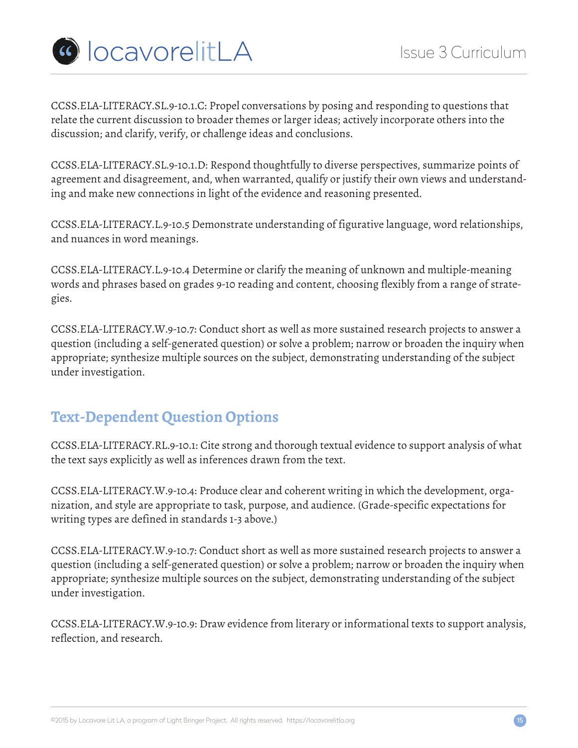CCSS.ELA-LITERACY.SL.9-10.1.C: Propel conversations by posing and responding to questions that relate the current discussion to broader themes or larger ideas; actively incorporate others into the discussion; and clarify, verify, or challenge ideas and conclusions.

CCSS.ELA-LITERACY.SL.9-10.1.D: Respond thoughtfully to diverse perspectives, summarize points of agreement and disagreement, and, when warranted, qualify or justify their own views and understanding and make new connections in light of the evidence and reasoning presented.

CCSS.ELA-LITERACY.L.9-10.5 Demonstrate understanding of figurative language, word relationships, and nuances in word meanings.

CCSS.ELA-LITERACY.L.9-10.4 Determine or clarify the meaning of unknown and multiple-meaning words and phrases based on grades 9-10 reading and content, choosing flexibly from a range of strategies.

CCSS.ELA-LITERACY.W.9-10.7: Conduct short as well as more sustained research projects to answer a question (including a self-generated question) or solve a problem; narrow or broaden the inquiry when appropriate; synthesize multiple sources on the subject, demonstrating understanding of the subject under investigation.

## Text-Dependent Question Options

CCSS.ELA-LITERACY.RL.9-10.1: Cite strong and thorough textual evidence to support analysis of what the text says explicitly as well as inferences drawn from the text.

CCSS.ELA-LITERACY.W.9-10.4: Produce clear and coherent writing in which the development, organization, and style are appropriate to task, purpose, and audience. (Grade-specific expectations for writing types are defined in standards 1-3 above.)

CCSS.ELA-LITERACY.W.9-10.7: Conduct short as well as more sustained research projects to answer a question (including a self-generated question) or solve a problem; narrow or broaden the inquiry when appropriate; synthesize multiple sources on the subject, demonstrating understanding of the subject under investigation.

CCSS.ELA-LITERACY.W.9-10.9: Draw evidence from literary or informational texts to support analysis, reflection, and research.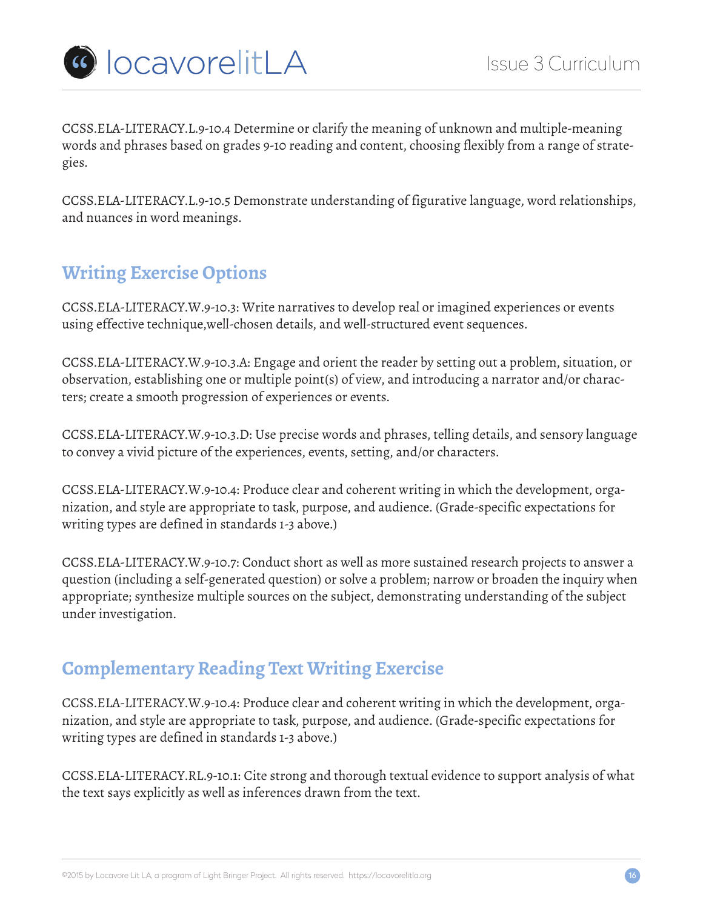CCSS.ELA-LITERACY.L.9-10.4 Determine or clarify the meaning of unknown and multiple-meaning words and phrases based on grades 9-10 reading and content, choosing flexibly from a range of strategies.

CCSS.ELA-LITERACY.L.9-10.5 Demonstrate understanding of figurative language, word relationships, and nuances in word meanings.

## Writing Exercise Options

CCSS.ELA-LITERACY.W.9-10.3: Write narratives to develop real or imagined experiences or events using effective technique,well-chosen details, and well-structured event sequences.

CCSS.ELA-LITERACY.W.9-10.3.A: Engage and orient the reader by setting out a problem, situation, or observation, establishing one or multiple point(s) of view, and introducing a narrator and/or characters; create a smooth progression of experiences or events.

CCSS.ELA-LITERACY.W.9-10.3.D: Use precise words and phrases, telling details, and sensory language to convey a vivid picture of the experiences, events, setting, and/or characters.

CCSS.ELA-LITERACY.W.9-10.4: Produce clear and coherent writing in which the development, organization, and style are appropriate to task, purpose, and audience. (Grade-specific expectations for writing types are defined in standards 1-3 above.)

CCSS.ELA-LITERACY.W.9-10.7: Conduct short as well as more sustained research projects to answer a question (including a self-generated question) or solve a problem; narrow or broaden the inquiry when appropriate; synthesize multiple sources on the subject, demonstrating understanding of the subject under investigation.

## Complementary Reading Text Writing Exercise

CCSS.ELA-LITERACY.W.9-10.4: Produce clear and coherent writing in which the development, organization, and style are appropriate to task, purpose, and audience. (Grade-specific expectations for writing types are defined in standards 1-3 above.)

CCSS.ELA-LITERACY.RL.9-10.1: Cite strong and thorough textual evidence to support analysis of what the text says explicitly as well as inferences drawn from the text.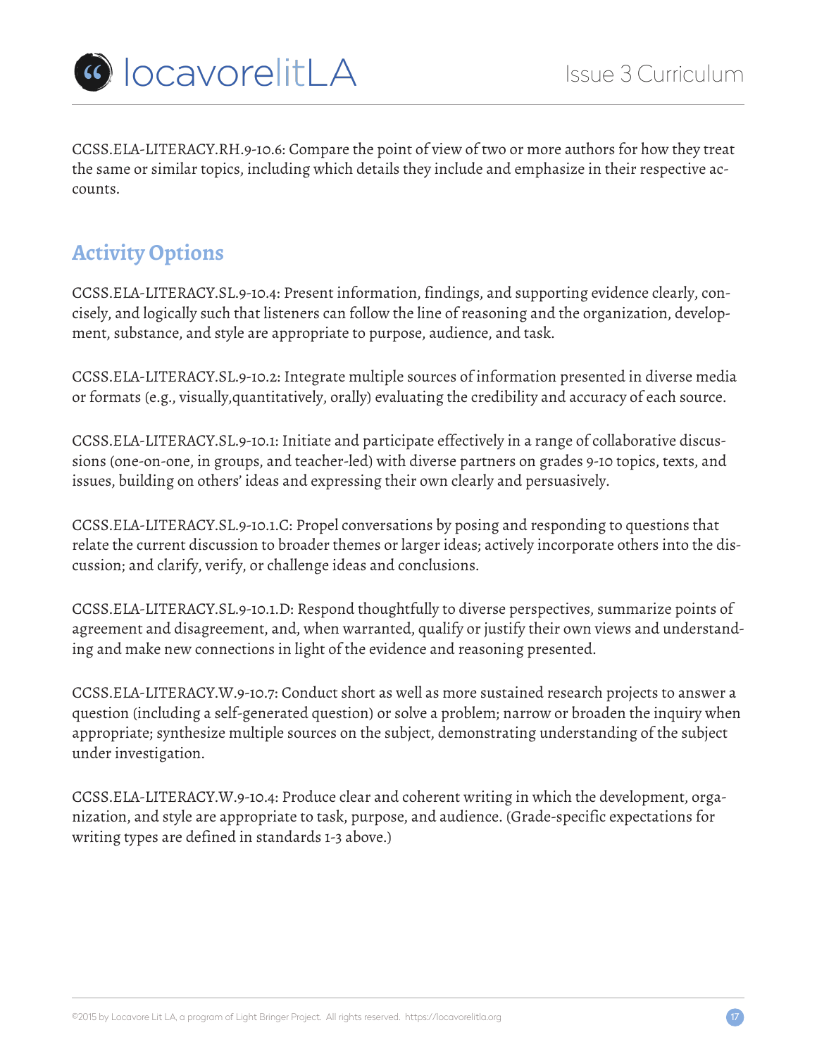CCSS.ELA-LITERACY.RH.9-10.6: Compare the point of view of two or more authors for how they treat the same or similar topics, including which details they include and emphasize in their respective accounts.

## Activity Options

CCSS.ELA-LITERACY.SL.9-10.4: Present information, findings, and supporting evidence clearly, concisely, and logically such that listeners can follow the line of reasoning and the organization, development, substance, and style are appropriate to purpose, audience, and task.

CCSS.ELA-LITERACY.SL.9-10.2: Integrate multiple sources of information presented in diverse media or formats (e.g., visually,quantitatively, orally) evaluating the credibility and accuracy of each source.

CCSS.ELA-LITERACY.SL.9-10.1: Initiate and participate effectively in a range of collaborative discussions (one-on-one, in groups, and teacher-led) with diverse partners on grades 9-10 topics, texts, and issues, building on others' ideas and expressing their own clearly and persuasively.

CCSS.ELA-LITERACY.SL.9-10.1.C: Propel conversations by posing and responding to questions that relate the current discussion to broader themes or larger ideas; actively incorporate others into the discussion; and clarify, verify, or challenge ideas and conclusions.

CCSS.ELA-LITERACY.SL.9-10.1.D: Respond thoughtfully to diverse perspectives, summarize points of agreement and disagreement, and, when warranted, qualify or justify their own views and understanding and make new connections in light of the evidence and reasoning presented.

CCSS.ELA-LITERACY.W.9-10.7: Conduct short as well as more sustained research projects to answer a question (including a self-generated question) or solve a problem; narrow or broaden the inquiry when appropriate; synthesize multiple sources on the subject, demonstrating understanding of the subject under investigation.

CCSS.ELA-LITERACY.W.9-10.4: Produce clear and coherent writing in which the development, organization, and style are appropriate to task, purpose, and audience. (Grade-specific expectations for writing types are defined in standards 1-3 above.)